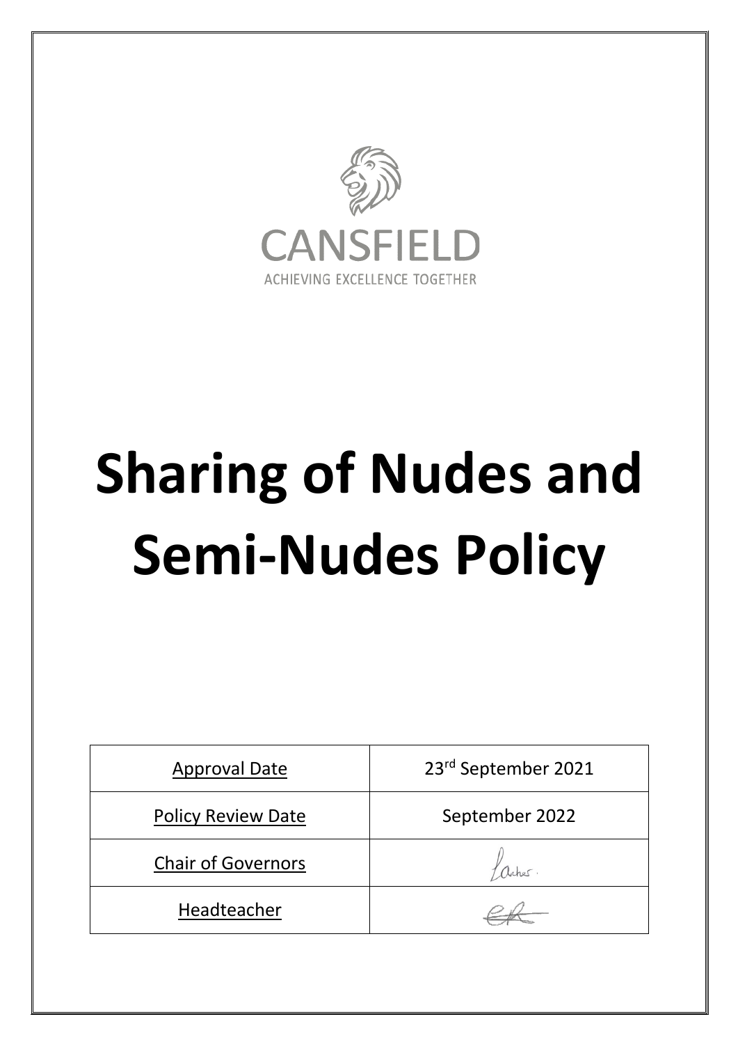CANSFIELD

ACHIEVING EXCELLENCE TOGETHER

# Sharing of Nudes and Semi-Nudes Policy

| Approval Date | 23rd September 2021 |
| --- | --- |
| Policy Review Date | September 2022 |
| Chair of Governors | |
| Headteacher | |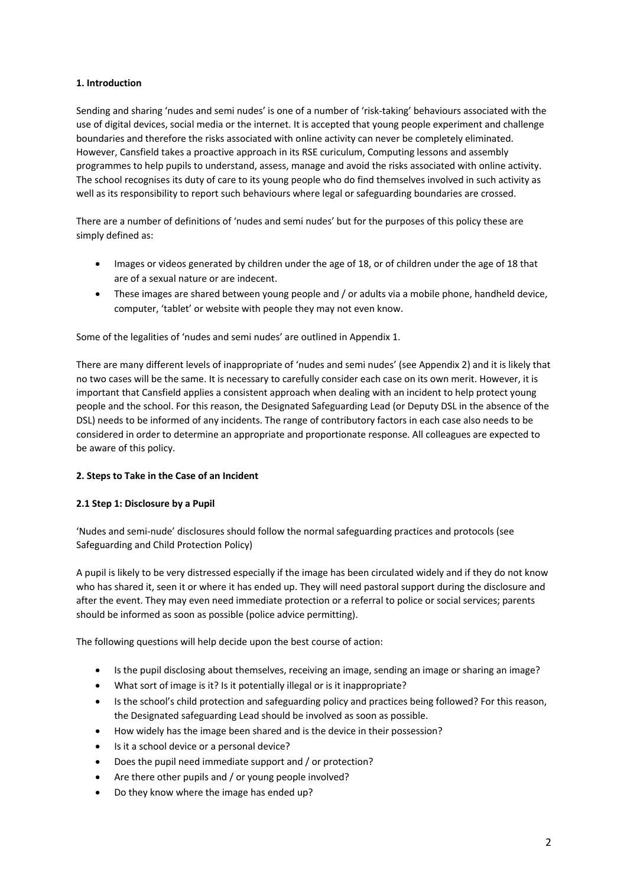## 1. Introduction

Sending and sharing 'nudes and semi nudes' is one of a number of 'risk-taking' behaviours associated with the use of digital devices, social media or the internet. It is accepted that young people experiment and challenge boundaries and therefore the risks associated with online activity can never be completely eliminated. However, Cansfield takes a proactive approach in its RSE curiculum, Computing lessons and assembly programmes to help pupils to understand, assess, manage and avoid the risks associated with online activity. The school recognises its duty of care to its young people who do find themselves involved in such activity as well as its responsibility to report such behaviours where legal or safeguarding boundaries are crossed.

There are a number of definitions of 'nudes and semi nudes' but for the purposes of this policy these are simply defined as:

- Images or videos generated by children under the age of 18, or of children under the age of 18 that are of a sexual nature or are indecent.
- These images are shared between young people and / or adults via a mobile phone, handheld device, computer, 'tablet' or website with people they may not even know.

Some of the legalities of 'nudes and semi nudes' are outlined in Appendix 1.

There are many different levels of inappropriate of 'nudes and semi nudes' (see Appendix 2) and it is likely that no two cases will be the same. It is necessary to carefully consider each case on its own merit. However, it is important that Cansfield applies a consistent approach when dealing with an incident to help protect young people and the school. For this reason, the Designated Safeguarding Lead (or Deputy DSL in the absence of the DSL) needs to be informed of any incidents. The range of contributory factors in each case also needs to be considered in order to determine an appropriate and proportionate response. All colleagues are expected to be aware of this policy.

## 2. Steps to Take in the Case of an Incident

### 2.1 Step 1: Disclosure by a Pupil

'Nudes and semi-nude' disclosures should follow the normal safeguarding practices and protocols (see Safeguarding and Child Protection Policy)

A pupil is likely to be very distressed especially if the image has been circulated widely and if they do not know who has shared it, seen it or where it has ended up. They will need pastoral support during the disclosure and after the event. They may even need immediate protection or a referral to police or social services; parents should be informed as soon as possible (police advice permitting).

The following questions will help decide upon the best course of action:

- Is the pupil disclosing about themselves, receiving an image, sending an image or sharing an image?
- What sort of image is it? Is it potentially illegal or is it inappropriate?
- Is the school's child protection and safeguarding policy and practices being followed? For this reason, the Designated safeguarding Lead should be involved as soon as possible.
- How widely has the image been shared and is the device in their possession?
- Is it a school device or a personal device?
- Does the pupil need immediate support and / or protection?
- Are there other pupils and / or young people involved?
- Do they know where the image has ended up?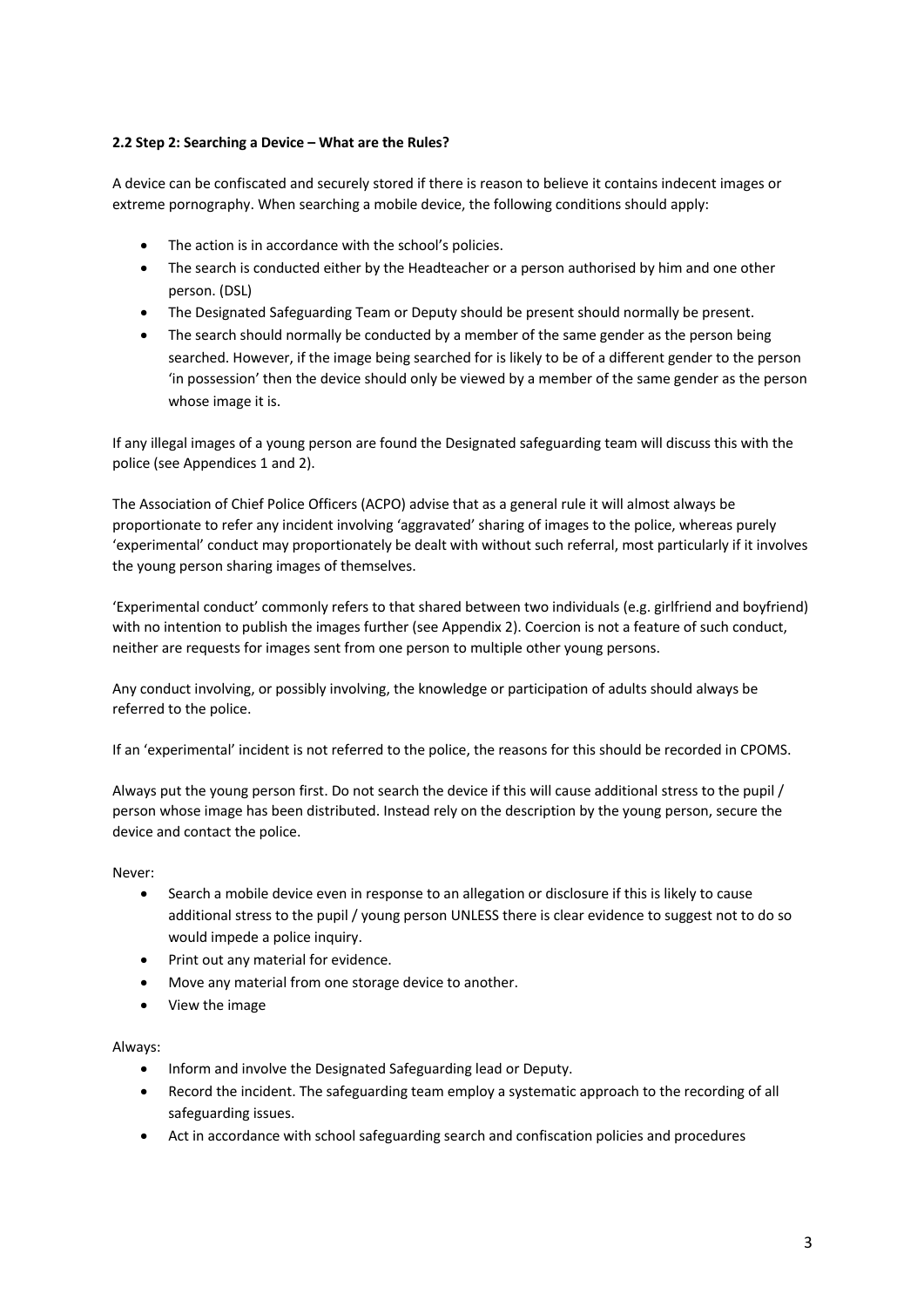**2.2 Step 2: Searching a Device – What are the Rules?**

A device can be confiscated and securely stored if there is reason to believe it contains indecent images or extreme pornography. When searching a mobile device, the following conditions should apply:

- The action is in accordance with the school's policies.
- The search is conducted either by the Headteacher or a person authorised by him and one other person. (DSL)
- The Designated Safeguarding Team or Deputy should be present should normally be present.
- The search should normally be conducted by a member of the same gender as the person being searched. However, if the image being searched for is likely to be of a different gender to the person 'in possession' then the device should only be viewed by a member of the same gender as the person whose image it is.

If any illegal images of a young person are found the Designated safeguarding team will discuss this with the police (see Appendices 1 and 2).

The Association of Chief Police Officers (ACPO) advise that as a general rule it will almost always be proportionate to refer any incident involving 'aggravated' sharing of images to the police, whereas purely 'experimental' conduct may proportionately be dealt with without such referral, most particularly if it involves the young person sharing images of themselves.

'Experimental conduct' commonly refers to that shared between two individuals (e.g. girlfriend and boyfriend) with no intention to publish the images further (see Appendix 2). Coercion is not a feature of such conduct, neither are requests for images sent from one person to multiple other young persons.

Any conduct involving, or possibly involving, the knowledge or participation of adults should always be referred to the police.

If an 'experimental' incident is not referred to the police, the reasons for this should be recorded in CPOMS.

Always put the young person first. Do not search the device if this will cause additional stress to the pupil / person whose image has been distributed. Instead rely on the description by the young person, secure the device and contact the police.

Never:

- Search a mobile device even in response to an allegation or disclosure if this is likely to cause additional stress to the pupil / young person UNLESS there is clear evidence to suggest not to do so would impede a police inquiry.
- Print out any material for evidence.
- Move any material from one storage device to another.
- View the image

Always:

- Inform and involve the Designated Safeguarding lead or Deputy.
- Record the incident. The safeguarding team employ a systematic approach to the recording of all safeguarding issues.
- Act in accordance with school safeguarding search and confiscation policies and procedures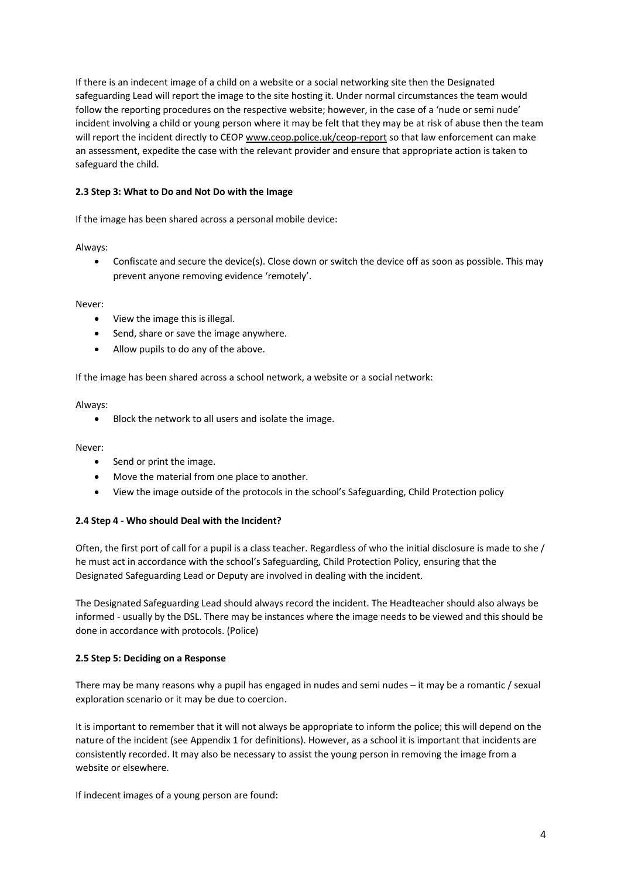If there is an indecent image of a child on a website or a social networking site then the Designated safeguarding Lead will report the image to the site hosting it. Under normal circumstances the team would follow the reporting procedures on the respective website; however, in the case of a 'nude or semi nude' incident involving a child or young person where it may be felt that they may be at risk of abuse then the team will report the incident directly to CEOP www.ceop.police.uk/ceop-report so that law enforcement can make an assessment, expedite the case with the relevant provider and ensure that appropriate action is taken to safeguard the child.

### 2.3 Step 3: What to Do and Not Do with the Image

If the image has been shared across a personal mobile device:

Always:

- Confiscate and secure the device(s). Close down or switch the device off as soon as possible. This may prevent anyone removing evidence 'remotely'.

Never:

- View the image this is illegal.
- Send, share or save the image anywhere.
- Allow pupils to do any of the above.

If the image has been shared across a school network, a website or a social network:

Always:

- Block the network to all users and isolate the image.

Never:

- Send or print the image.
- Move the material from one place to another.
- View the image outside of the protocols in the school's Safeguarding, Child Protection policy

### 2.4 Step 4 - Who should Deal with the Incident?

Often, the first port of call for a pupil is a class teacher. Regardless of who the initial disclosure is made to she / he must act in accordance with the school's Safeguarding, Child Protection Policy, ensuring that the Designated Safeguarding Lead or Deputy are involved in dealing with the incident.

The Designated Safeguarding Lead should always record the incident. The Headteacher should also always be informed - usually by the DSL. There may be instances where the image needs to be viewed and this should be done in accordance with protocols. (Police)

### 2.5 Step 5: Deciding on a Response

There may be many reasons why a pupil has engaged in nudes and semi nudes – it may be a romantic / sexual exploration scenario or it may be due to coercion.

It is important to remember that it will not always be appropriate to inform the police; this will depend on the nature of the incident (see Appendix 1 for definitions). However, as a school it is important that incidents are consistently recorded. It may also be necessary to assist the young person in removing the image from a website or elsewhere.

If indecent images of a young person are found: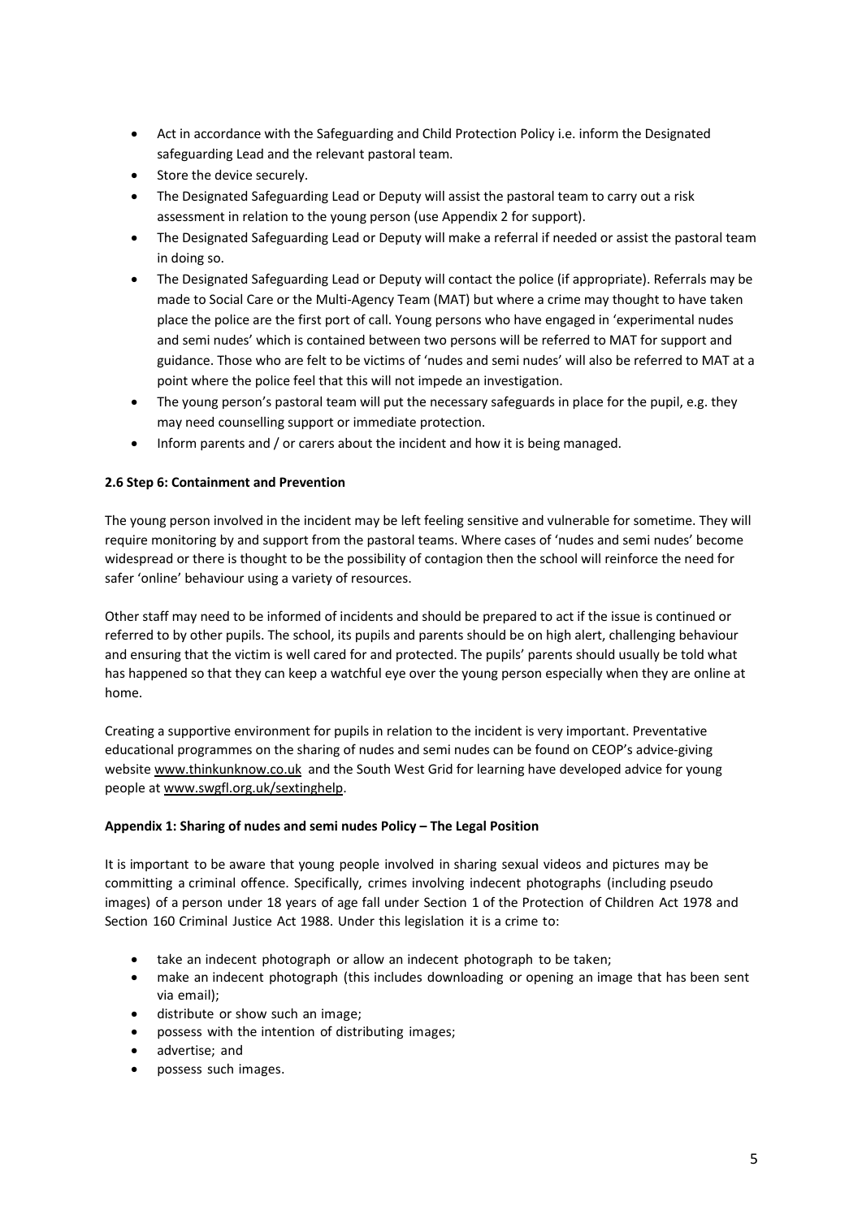- Act in accordance with the Safeguarding and Child Protection Policy i.e. inform the Designated safeguarding Lead and the relevant pastoral team.
- Store the device securely.
- The Designated Safeguarding Lead or Deputy will assist the pastoral team to carry out a risk assessment in relation to the young person (use Appendix 2 for support).
- The Designated Safeguarding Lead or Deputy will make a referral if needed or assist the pastoral team in doing so.
- The Designated Safeguarding Lead or Deputy will contact the police (if appropriate). Referrals may be made to Social Care or the Multi-Agency Team (MAT) but where a crime may thought to have taken place the police are the first port of call. Young persons who have engaged in 'experimental nudes and semi nudes' which is contained between two persons will be referred to MAT for support and guidance. Those who are felt to be victims of 'nudes and semi nudes' will also be referred to MAT at a point where the police feel that this will not impede an investigation.
- The young person's pastoral team will put the necessary safeguards in place for the pupil, e.g. they may need counselling support or immediate protection.
- Inform parents and / or carers about the incident and how it is being managed.

**2.6 Step 6: Containment and Prevention**

The young person involved in the incident may be left feeling sensitive and vulnerable for sometime. They will require monitoring by and support from the pastoral teams. Where cases of 'nudes and semi nudes' become widespread or there is thought to be the possibility of contagion then the school will reinforce the need for safer 'online' behaviour using a variety of resources.

Other staff may need to be informed of incidents and should be prepared to act if the issue is continued or referred to by other pupils. The school, its pupils and parents should be on high alert, challenging behaviour and ensuring that the victim is well cared for and protected. The pupils' parents should usually be told what has happened so that they can keep a watchful eye over the young person especially when they are online at home.

Creating a supportive environment for pupils in relation to the incident is very important. Preventative educational programmes on the sharing of nudes and semi nudes can be found on CEOP's advice-giving website www.thinkunknow.co.uk and the South West Grid for learning have developed advice for young people at www.swgfl.org.uk/sextinghelp.

**Appendix 1: Sharing of nudes and semi nudes Policy – The Legal Position**

It is important to be aware that young people involved in sharing sexual videos and pictures may be committing a criminal offence. Specifically, crimes involving indecent photographs (including pseudo images) of a person under 18 years of age fall under Section 1 of the Protection of Children Act 1978 and Section 160 Criminal Justice Act 1988. Under this legislation it is a crime to:

- take an indecent photograph or allow an indecent photograph to be taken;
- make an indecent photograph (this includes downloading or opening an image that has been sent via email);
- distribute or show such an image;
- possess with the intention of distributing images;
- advertise; and
- possess such images.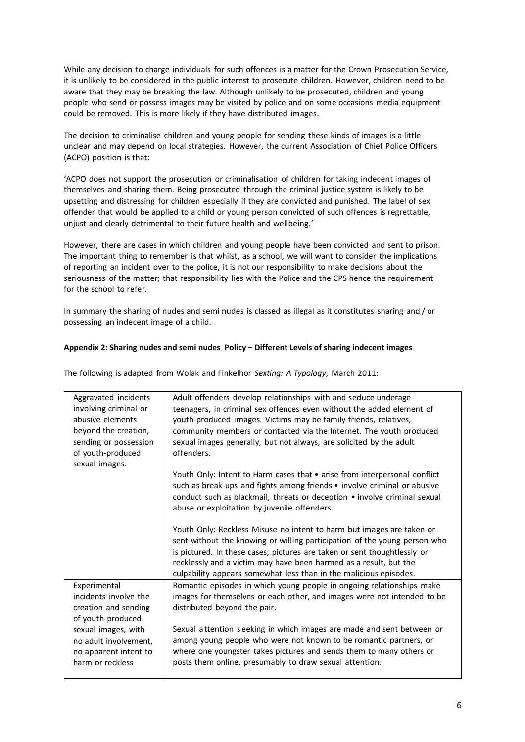While any decision to charge individuals for such offences is a matter for the Crown Prosecution Service, it is unlikely to be considered in the public interest to prosecute children. However, children need to be aware that they may be breaking the law. Although unlikely to be prosecuted, children and young people who send or possess images may be visited by police and on some occasions media equipment could be removed. This is more likely if they have distributed images.

The decision to criminalise children and young people for sending these kinds of images is a little unclear and may depend on local strategies. However, the current Association of Chief Police Officers (ACPO) position is that:

'ACPO does not support the prosecution or criminalisation of children for taking indecent images of themselves and sharing them. Being prosecuted through the criminal justice system is likely to be upsetting and distressing for children especially if they are convicted and punished. The label of sex offender that would be applied to a child or young person convicted of such offences is regrettable, unjust and clearly detrimental to their future health and wellbeing.'

However, there are cases in which children and young people have been convicted and sent to prison. The important thing to remember is that whilst, as a school, we will want to consider the implications of reporting an incident over to the police, it is not our responsibility to make decisions about the seriousness of the matter; that responsibility lies with the Police and the CPS hence the requirement for the school to refer.

In summary the sharing of nudes and semi nudes is classed as illegal as it constitutes sharing and / or possessing an indecent image of a child.

**Appendix 2: Sharing nudes and semi nudes Policy – Different Levels of sharing indecent images**

The following is adapted from Wolak and Finkelhor *Sexting: A Typology*, March 2011:

| | |
|---|---|
| Aggravated incidents involving criminal or abusive elements beyond the creation, sending or possession of youth-produced sexual images. | Adult offenders develop relationships with and seduce underage teenagers, in criminal sex offences even without the added element of youth-produced images. Victims may be family friends, relatives, community members or contacted via the Internet. The youth produced sexual images generally, but not always, are solicited by the adult offenders.<br><br>Youth Only: Intent to Harm cases that • arise from interpersonal conflict such as break-ups and fights among friends • involve criminal or abusive conduct such as blackmail, threats or deception • involve criminal sexual abuse or exploitation by juvenile offenders.<br><br>Youth Only: Reckless Misuse no intent to harm but images are taken or sent without the knowing or willing participation of the young person who is pictured. In these cases, pictures are taken or sent thoughtlessly or recklessly and a victim may have been harmed as a result, but the culpability appears somewhat less than in the malicious episodes. |
| Experimental incidents involve the creation and sending of youth-produced sexual images, with no adult involvement, no apparent intent to harm or reckless | Romantic episodes in which young people in ongoing relationships make images for themselves or each other, and images were not intended to be distributed beyond the pair.<br><br>Sexual attention seeking in which images are made and sent between or among young people who were not known to be romantic partners, or where one youngster takes pictures and sends them to many others or posts them online, presumably to draw sexual attention. |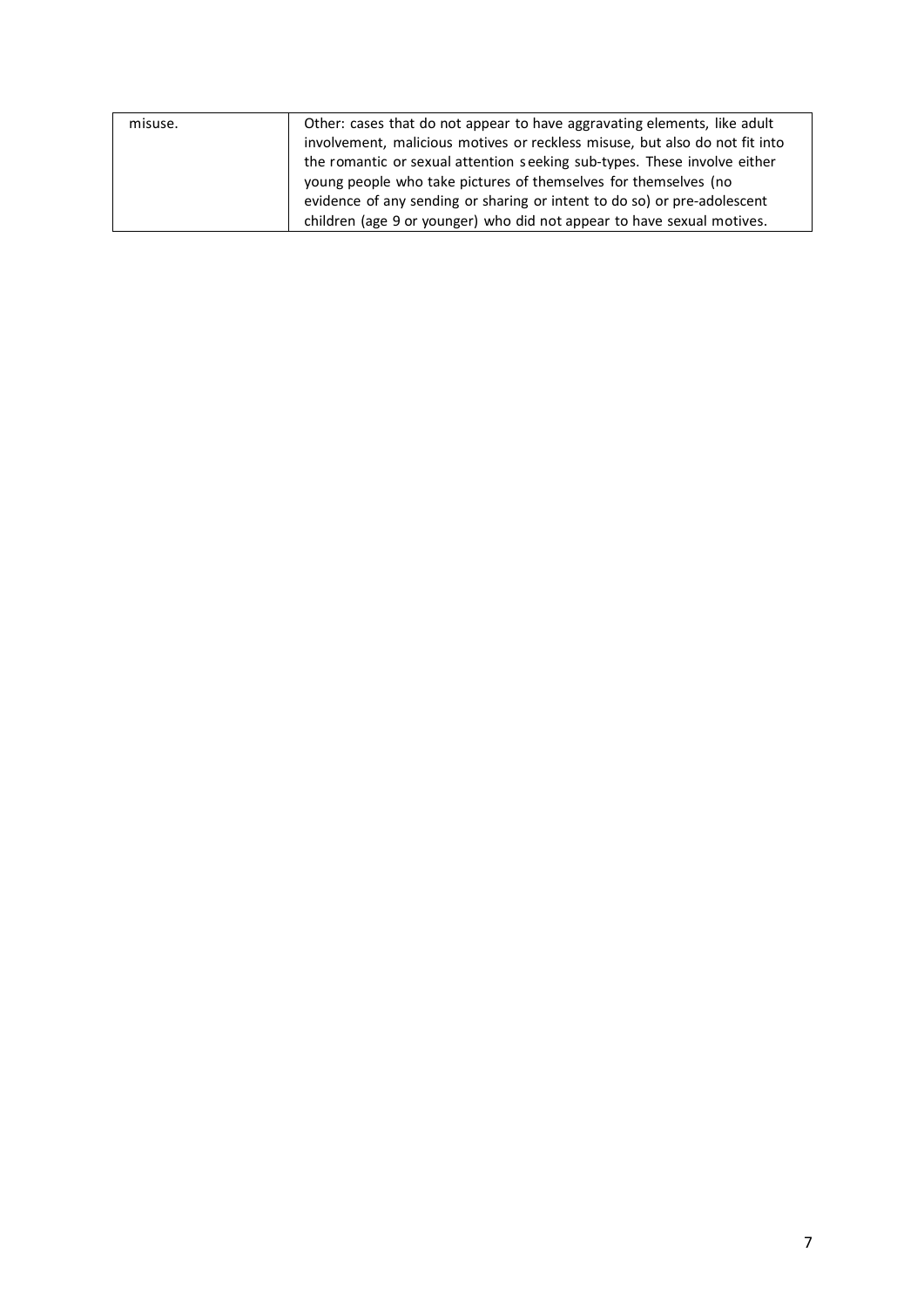| | |
|---|---|
| misuse. | Other: cases that do not appear to have aggravating elements, like adult involvement, malicious motives or reckless misuse, but also do not fit into the romantic or sexual attention seeking sub-types. These involve either young people who take pictures of themselves for themselves (no evidence of any sending or sharing or intent to do so) or pre-adolescent children (age 9 or younger) who did not appear to have sexual motives. |